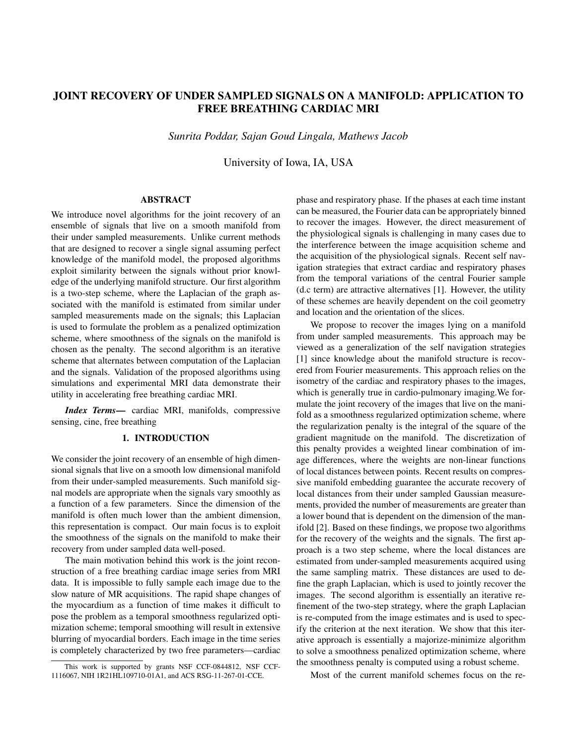# JOINT RECOVERY OF UNDER SAMPLED SIGNALS ON A MANIFOLD: APPLICATION TO FREE BREATHING CARDIAC MRI

*Sunrita Poddar, Sajan Goud Lingala, Mathews Jacob*

University of Iowa, IA, USA

## ABSTRACT

We introduce novel algorithms for the joint recovery of an ensemble of signals that live on a smooth manifold from their under sampled measurements. Unlike current methods that are designed to recover a single signal assuming perfect knowledge of the manifold model, the proposed algorithms exploit similarity between the signals without prior knowledge of the underlying manifold structure. Our first algorithm is a two-step scheme, where the Laplacian of the graph associated with the manifold is estimated from similar under sampled measurements made on the signals; this Laplacian is used to formulate the problem as a penalized optimization scheme, where smoothness of the signals on the manifold is chosen as the penalty. The second algorithm is an iterative scheme that alternates between computation of the Laplacian and the signals. Validation of the proposed algorithms using simulations and experimental MRI data demonstrate their utility in accelerating free breathing cardiac MRI.

***Index Terms***— cardiac MRI, manifolds, compressive sensing, cine, free breathing

## 1. INTRODUCTION

We consider the joint recovery of an ensemble of high dimensional signals that live on a smooth low dimensional manifold from their under-sampled measurements. Such manifold signal models are appropriate when the signals vary smoothly as a function of a few parameters. Since the dimension of the manifold is often much lower than the ambient dimension, this representation is compact. Our main focus is to exploit the smoothness of the signals on the manifold to make their recovery from under sampled data well-posed.

The main motivation behind this work is the joint reconstruction of a free breathing cardiac image series from MRI data. It is impossible to fully sample each image due to the slow nature of MR acquisitions. The rapid shape changes of the myocardium as a function of time makes it difficult to pose the problem as a temporal smoothness regularized optimization scheme; temporal smoothing will result in extensive blurring of myocardial borders. Each image in the time series is completely characterized by two free parameters—cardiac phase and respiratory phase. If the phases at each time instant can be measured, the Fourier data can be appropriately binned to recover the images. However, the direct measurement of the physiological signals is challenging in many cases due to the interference between the image acquisition scheme and the acquisition of the physiological signals. Recent self navigation strategies that extract cardiac and respiratory phases from the temporal variations of the central Fourier sample (d.c term) are attractive alternatives [1]. However, the utility of these schemes are heavily dependent on the coil geometry and location and the orientation of the slices.

We propose to recover the images lying on a manifold from under sampled measurements. This approach may be viewed as a generalization of the self navigation strategies [1] since knowledge about the manifold structure is recovered from Fourier measurements. This approach relies on the isometry of the cardiac and respiratory phases to the images, which is generally true in cardio-pulmonary imaging.We formulate the joint recovery of the images that live on the manifold as a smoothness regularized optimization scheme, where the regularization penalty is the integral of the square of the gradient magnitude on the manifold. The discretization of this penalty provides a weighted linear combination of image differences, where the weights are non-linear functions of local distances between points. Recent results on compressive manifold embedding guarantee the accurate recovery of local distances from their under sampled Gaussian measurements, provided the number of measurements are greater than a lower bound that is dependent on the dimension of the manifold [2]. Based on these findings, we propose two algorithms for the recovery of the weights and the signals. The first approach is a two step scheme, where the local distances are estimated from under-sampled measurements acquired using the same sampling matrix. These distances are used to define the graph Laplacian, which is used to jointly recover the images. The second algorithm is essentially an iterative refinement of the two-step strategy, where the graph Laplacian is re-computed from the image estimates and is used to specify the criterion at the next iteration. We show that this iterative approach is essentially a majorize-minimize algorithm to solve a smoothness penalized optimization scheme, where the smoothness penalty is computed using a robust scheme.

Most of the current manifold schemes focus on the re-

This work is supported by grants NSF CCF-0844812, NSF CCF-1116067, NIH 1R21HL109710-01A1, and ACS RSG-11-267-01-CCE.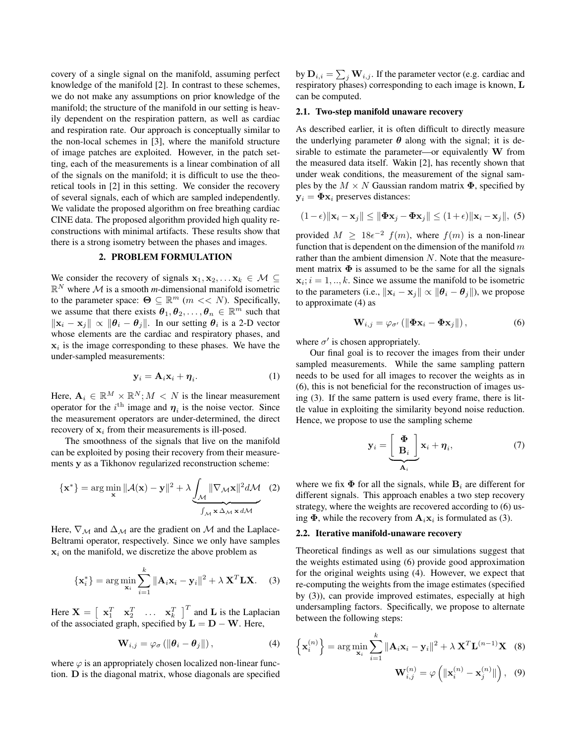covery of a single signal on the manifold, assuming perfect knowledge of the manifold [2]. In contrast to these schemes, we do not make any assumptions on prior knowledge of the manifold; the structure of the manifold in our setting is heavily dependent on the respiration pattern, as well as cardiac and respiration rate. Our approach is conceptually similar to the non-local schemes in [3], where the manifold structure of image patches are exploited. However, in the patch setting, each of the measurements is a linear combination of all of the signals on the manifold; it is difficult to use the theoretical tools in [2] in this setting. We consider the recovery of several signals, each of which are sampled independently. We validate the proposed algorithm on free breathing cardiac CINE data. The proposed algorithm provided high quality reconstructions with minimal artifacts. These results show that there is a strong isometry between the phases and images.

## 2. PROBLEM FORMULATION

We consider the recovery of signals $\mathbf{x}_1, \mathbf{x}_2, \dots \mathbf{x}_k \in \mathcal{M} \subseteq \mathbb{R}^N$ where $\mathcal{M}$ is a smooth *m*-dimensional manifold isometric to the parameter space: $\mathbf{\Theta} \subseteq \mathbb{R}^m$ ($m << N$). Specifically, we assume that there exists $\boldsymbol{\theta}_1, \boldsymbol{\theta}_2, \dots, \boldsymbol{\theta}_n \in \mathbb{R}^m$ such that $\|\mathbf{x}_i - \mathbf{x}_j\| \propto \|\boldsymbol{\theta}_i - \boldsymbol{\theta}_j\|$. In our setting $\boldsymbol{\theta}_i$ is a 2-D vector whose elements are the cardiac and respiratory phases, and $\mathbf{x}_i$ is the image corresponding to these phases. We have the under-sampled measurements:

$$\mathbf{y}_i = \mathbf{A}_i \mathbf{x}_i + \boldsymbol{\eta}_i. \tag{1}$$

Here, $\mathbf{A}_i \in \mathbb{R}^M \times \mathbb{R}^N; M < N$ is the linear measurement operator for the $i^{\text{th}}$ image and $\boldsymbol{\eta}_i$ is the noise vector. Since the measurement operators are under-determined, the direct recovery of $\mathbf{x}_i$ from their measurements is ill-posed.

The smoothness of the signals that live on the manifold can be exploited by posing their recovery from their measurements $\mathbf{y}$ as a Tikhonov regularized reconstruction scheme:

$$\{\mathbf{x}^*\} = \arg\min_{\mathbf{x}} \|\mathcal{A}(\mathbf{x}) - \mathbf{y}\|^2 + \lambda \underbrace{\int_{\mathcal{M}} \|\nabla_{\mathcal{M}} \mathbf{x}\|^2 d\mathcal{M}}_{\int_{\mathcal{M}} \mathbf{x}\, \Delta_{\mathcal{M}}\, \mathbf{x}\, d\mathcal{M}} \tag{2}$$

Here, $\nabla_{\mathcal{M}}$ and $\Delta_{\mathcal{M}}$ are the gradient on $\mathcal{M}$ and the Laplace-Beltrami operator, respectively. Since we only have samples $\mathbf{x}_i$ on the manifold, we discretize the above problem as

$$\{\mathbf{x}_i^*\} = \arg\min_{\mathbf{x}_i} \sum_{i=1}^{k} \|\mathbf{A}_i \mathbf{x}_i - \mathbf{y}_i\|^2 + \lambda\, \mathbf{X}^T \mathbf{L} \mathbf{X}. \tag{3}$$

Here $\mathbf{X} = \left[\begin{array}{cccc} \mathbf{x}_1^T & \mathbf{x}_2^T & \dots & \mathbf{x}_k^T \end{array}\right]^T$ and $\mathbf{L}$ is the Laplacian of the associated graph, specified by $\mathbf{L} = \mathbf{D} - \mathbf{W}$. Here,

$$\mathbf{W}_{i,j} = \varphi_\sigma \left(\|\boldsymbol{\theta}_i - \boldsymbol{\theta}_j\|\right), \tag{4}$$

where $\varphi$ is an appropriately chosen localized non-linear function. $\mathbf{D}$ is the diagonal matrix, whose diagonals are specified by $\mathbf{D}_{i,i} = \sum_j \mathbf{W}_{i,j}$. If the parameter vector (e.g. cardiac and respiratory phases) corresponding to each image is known, $\mathbf{L}$ can be computed.

### 2.1. Two-step manifold unaware recovery

As described earlier, it is often difficult to directly measure the underlying parameter $\boldsymbol{\theta}$ along with the signal; it is desirable to estimate the parameter—or equivalently $\mathbf{W}$ from the measured data itself. Wakin [2], has recently shown that under weak conditions, the measurement of the signal samples by the $M \times N$ Gaussian random matrix $\mathbf{\Phi}$, specified by $\mathbf{y}_i = \mathbf{\Phi}\mathbf{x}_i$ preserves distances:

$$(1-\epsilon)\|\mathbf{x}_i - \mathbf{x}_j\| \leq \|\mathbf{\Phi}\mathbf{x}_j - \mathbf{\Phi}\mathbf{x}_j\| \leq (1+\epsilon)\|\mathbf{x}_i - \mathbf{x}_j\|, \tag{5}$$

provided $M \geq 18\epsilon^{-2}\ f(m)$, where $f(m)$ is a non-linear function that is dependent on the dimension of the manifold $m$ rather than the ambient dimension $N$. Note that the measurement matrix $\mathbf{\Phi}$ is assumed to be the same for all the signals $\mathbf{x}_i; i = 1, .., k$. Since we assume the manifold to be isometric to the parameters (i.e., $\|\mathbf{x}_i - \mathbf{x}_j\| \propto \|\boldsymbol{\theta}_i - \boldsymbol{\theta}_j\|$), we propose to approximate (4) as

$$\mathbf{W}_{i,j} = \varphi_{\sigma'} \left(\|\mathbf{\Phi}\mathbf{x}_i - \mathbf{\Phi}\mathbf{x}_j\|\right), \tag{6}$$

where $\sigma'$ is chosen appropriately.

Our final goal is to recover the images from their under sampled measurements. While the same sampling pattern needs to be used for all images to recover the weights as in (6), this is not beneficial for the reconstruction of images using (3). If the same pattern is used every frame, there is little value in exploiting the similarity beyond noise reduction. Hence, we propose to use the sampling scheme

$$\mathbf{y}_i = \underbrace{\left[\begin{array}{c} \mathbf{\Phi} \\ \mathbf{B}_i \end{array}\right]}_{\mathbf{A}_i} \mathbf{x}_i + \boldsymbol{\eta}_i, \tag{7}$$

where we fix $\mathbf{\Phi}$ for all the signals, while $\mathbf{B}_i$ are different for different signals. This approach enables a two step recovery strategy, where the weights are recovered according to (6) using $\mathbf{\Phi}$, while the recovery from $\mathbf{A}_i\mathbf{x}_i$ is formulated as (3).

### 2.2. Iterative manifold-unaware recovery

Theoretical findings as well as our simulations suggest that the weights estimated using (6) provide good approximation for the original weights using (4). However, we expect that re-computing the weights from the image estimates (specified by (3)), can provide improved estimates, especially at high undersampling factors. Specifically, we propose to alternate between the following steps:

$$\left\{\mathbf{x}_i^{(n)}\right\} = \arg\min_{\mathbf{x}_i} \sum_{i=1}^{k} \|\mathbf{A}_i \mathbf{x}_i - \mathbf{y}_i\|^2 + \lambda\, \mathbf{X}^T \mathbf{L}^{(n-1)} \mathbf{X} \tag{8}$$

$$\mathbf{W}_{i,j}^{(n)} = \varphi\left(\|\mathbf{x}_i^{(n)} - \mathbf{x}_j^{(n)}\|\right), \tag{9}$$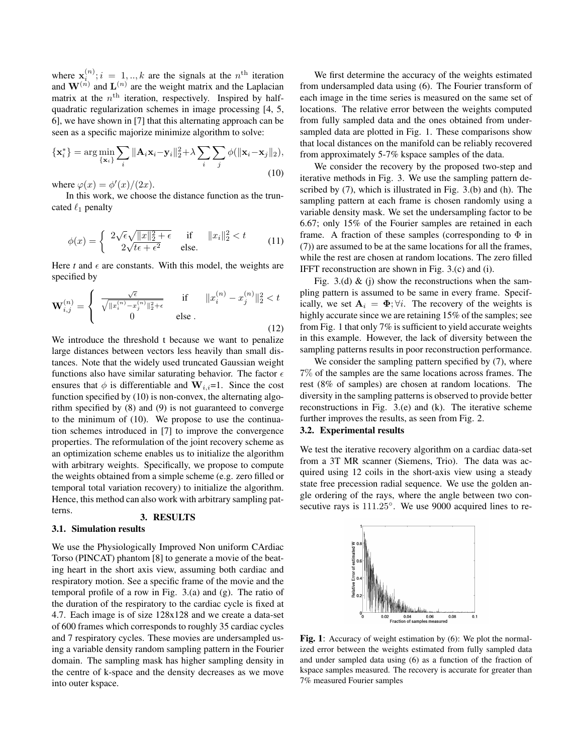where $\mathbf{x}_i^{(n)}; i = 1, .., k$ are the signals at the $n^{\text{th}}$ iteration and $\mathbf{W}^{(n)}$ and $\mathbf{L}^{(n)}$ are the weight matrix and the Laplacian matrix at the $n^{\text{th}}$ iteration, respectively. Inspired by half-quadratic regularization schemes in image processing [4, 5, 6], we have shown in [7] that this alternating approach can be seen as a specific majorize minimize algorithm to solve:

$$\{\mathbf{x}_i^*\} = \arg\min_{\{\mathbf{x}_i\}} \sum_i \|\mathbf{A}_i\mathbf{x}_i - \mathbf{y}_i\|_2^2 + \lambda \sum_i \sum_j \phi(\|\mathbf{x}_i - \mathbf{x}_j\|_2), \tag{10}$$

where $\varphi(x) = \phi'(x)/(2x)$.

In this work, we choose the distance function as the truncated $\ell_1$ penalty

$$\phi(x) = \begin{cases} 2\sqrt{\epsilon}\sqrt{\|x\|_2^2 + \epsilon} & \text{if} \quad \|x_i\|_2^2 < t \\ 2\sqrt{t\epsilon + \epsilon^2} & \text{else.} \end{cases} \tag{11}$$

Here $t$ and $\epsilon$ are constants. With this model, the weights are specified by

$$\mathbf{W}_{i,j}^{(n)} = \begin{cases} \frac{\sqrt{\epsilon}}{\sqrt{\|x_i^{(n)} - x_j^{(n)}\|_2^2 + \epsilon}} & \text{if} \quad \|x_i^{(n)} - x_j^{(n)}\|_2^2 < t \\ 0 & \text{else .} \end{cases} \tag{12}$$

We introduce the threshold t because we want to penalize large distances between vectors less heavily than small distances. Note that the widely used truncated Gaussian weight functions also have similar saturating behavior. The factor $\epsilon$ ensures that $\phi$ is differentiable and $\mathbf{W}_{i,i}$=1. Since the cost function specified by (10) is non-convex, the alternating algorithm specified by (8) and (9) is not guaranteed to converge to the minimum of (10). We propose to use the continuation schemes introduced in [7] to improve the convergence properties. The reformulation of the joint recovery scheme as an optimization scheme enables us to initialize the algorithm with arbitrary weights. Specifically, we propose to compute the weights obtained from a simple scheme (e.g. zero filled or temporal total variation recovery) to initialize the algorithm. Hence, this method can also work with arbitrary sampling patterns.

## 3. RESULTS

### 3.1. Simulation results

We use the Physiologically Improved Non uniform CArdiac Torso (PINCAT) phantom [8] to generate a movie of the beating heart in the short axis view, assuming both cardiac and respiratory motion. See a specific frame of the movie and the temporal profile of a row in Fig. 3.(a) and (g). The ratio of the duration of the respiratory to the cardiac cycle is fixed at 4.7. Each image is of size 128x128 and we create a data-set of 600 frames which corresponds to roughly 35 cardiac cycles and 7 respiratory cycles. These movies are undersampled using a variable density random sampling pattern in the Fourier domain. The sampling mask has higher sampling density in the centre of k-space and the density decreases as we move into outer kspace.

We first determine the accuracy of the weights estimated from undersampled data using (6). The Fourier transform of each image in the time series is measured on the same set of locations. The relative error between the weights computed from fully sampled data and the ones obtained from undersampled data are plotted in Fig. 1. These comparisons show that local distances on the manifold can be reliably recovered from approximately 5-7% kspace samples of the data.

We consider the recovery by the proposed two-step and iterative methods in Fig. 3. We use the sampling pattern described by (7), which is illustrated in Fig. 3.(b) and (h). The sampling pattern at each frame is chosen randomly using a variable density mask. We set the undersampling factor to be 6.67; only 15% of the Fourier samples are retained in each frame. A fraction of these samples (corresponding to $\Phi$ in (7)) are assumed to be at the same locations for all the frames, while the rest are chosen at random locations. The zero filled IFFT reconstruction are shown in Fig. 3.(c) and (i).

Fig. 3.(d) & (j) show the reconstructions when the sampling pattern is assumed to be same in every frame. Specifically, we set $\mathbf{A}_i = \mathbf{\Phi}; \forall i$. The recovery of the weights is highly accurate since we are retaining 15% of the samples; see from Fig. 1 that only 7% is sufficient to yield accurate weights in this example. However, the lack of diversity between the sampling patterns results in poor reconstruction performance.

We consider the sampling pattern specified by (7), where 7% of the samples are the same locations across frames. The rest (8% of samples) are chosen at random locations. The diversity in the sampling patterns is observed to provide better reconstructions in Fig. 3.(e) and (k). The iterative scheme further improves the results, as seen from Fig. 2.

### 3.2. Experimental results

We test the iterative recovery algorithm on a cardiac data-set from a 3T MR scanner (Siemens, Trio). The data was acquired using 12 coils in the short-axis view using a steady state free precession radial sequence. We use the golden angle ordering of the rays, where the angle between two consecutive rays is $111.25°$. We use 9000 acquired lines to re-

**Fig. 1**: Accuracy of weight estimation by (6): We plot the normalized error between the weights estimated from fully sampled data and under sampled data using (6) as a function of the fraction of kspace samples measured. The recovery is accurate for greater than 7% measured Fourier samples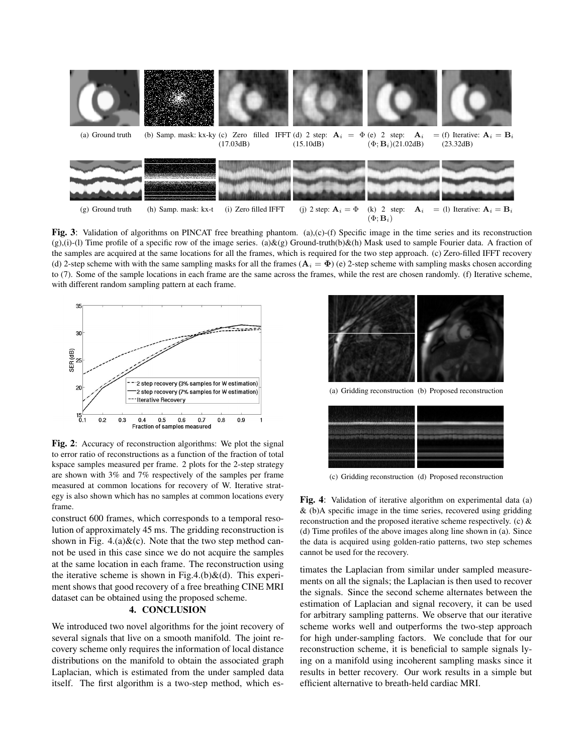(a) Ground truth (b) Samp. mask: kx-ky (c) Zero filled IFFT (17.03dB) (d) 2 step: $\mathbf{A}_i = \Phi$ (15.10dB) (e) 2 step: $\mathbf{A}_i = (\Phi; \mathbf{B}_i)$(21.02dB) (f) Iterative: $\mathbf{A}_i = \mathbf{B}_i$ (23.32dB)

(g) Ground truth (h) Samp. mask: kx-t (i) Zero filled IFFT (j) 2 step: $\mathbf{A}_i = \Phi$ (k) 2 step: $\mathbf{A}_i = (\Phi; \mathbf{B}_i)$ (l) Iterative: $\mathbf{A}_i = \mathbf{B}_i$

**Fig. 3**: Validation of algorithms on PINCAT free breathing phantom. (a),(c)-(f) Specific image in the time series and its reconstruction (g),(i)-(l) Time profile of a specific row of the image series. (a)&(g) Ground-truth(b)&(h) Mask used to sample Fourier data. A fraction of the samples are acquired at the same locations for all the frames, which is required for the two step approach. (c) Zero-filled IFFT recovery (d) 2-step scheme with with the same sampling masks for all the frames ($\mathbf{A}_i = \mathbf{\Phi}$) (e) 2-step scheme with sampling masks chosen according to (7). Some of the sample locations in each frame are the same across the frames, while the rest are chosen randomly. (f) Iterative scheme, with different random sampling pattern at each frame.

**Fig. 2**: Accuracy of reconstruction algorithms: We plot the signal to error ratio of reconstructions as a function of the fraction of total kspace samples measured per frame. 2 plots for the 2-step strategy are shown with 3% and 7% respectively of the samples per frame measured at common locations for recovery of W. Iterative strategy is also shown which has no samples at common locations every frame.

construct 600 frames, which corresponds to a temporal resolution of approximately 45 ms. The gridding reconstruction is shown in Fig. 4.(a)&(c). Note that the two step method cannot be used in this case since we do not acquire the samples at the same location in each frame. The reconstruction using the iterative scheme is shown in Fig.4.(b)&(d). This experiment shows that good recovery of a free breathing CINE MRI dataset can be obtained using the proposed scheme.

## 4. CONCLUSION

We introduced two novel algorithms for the joint recovery of several signals that live on a smooth manifold. The joint recovery scheme only requires the information of local distance distributions on the manifold to obtain the associated graph Laplacian, which is estimated from the under sampled data itself. The first algorithm is a two-step method, which estimates the Laplacian from similar under sampled measurements on all the signals; the Laplacian is then used to recover the signals. Since the second scheme alternates between the estimation of Laplacian and signal recovery, it can be used for arbitrary sampling patterns. We observe that our iterative scheme works well and outperforms the two-step approach for high under-sampling factors. We conclude that for our reconstruction scheme, it is beneficial to sample signals lying on a manifold using incoherent sampling masks since it results in better recovery. Our work results in a simple but efficient alternative to breath-held cardiac MRI.

(a) Gridding reconstruction (b) Proposed reconstruction

(c) Gridding reconstruction (d) Proposed reconstruction

**Fig. 4**: Validation of iterative algorithm on experimental data (a) & (b)A specific image in the time series, recovered using gridding reconstruction and the proposed iterative scheme respectively. (c) & (d) Time profiles of the above images along line shown in (a). Since the data is acquired using golden-ratio patterns, two step schemes cannot be used for the recovery.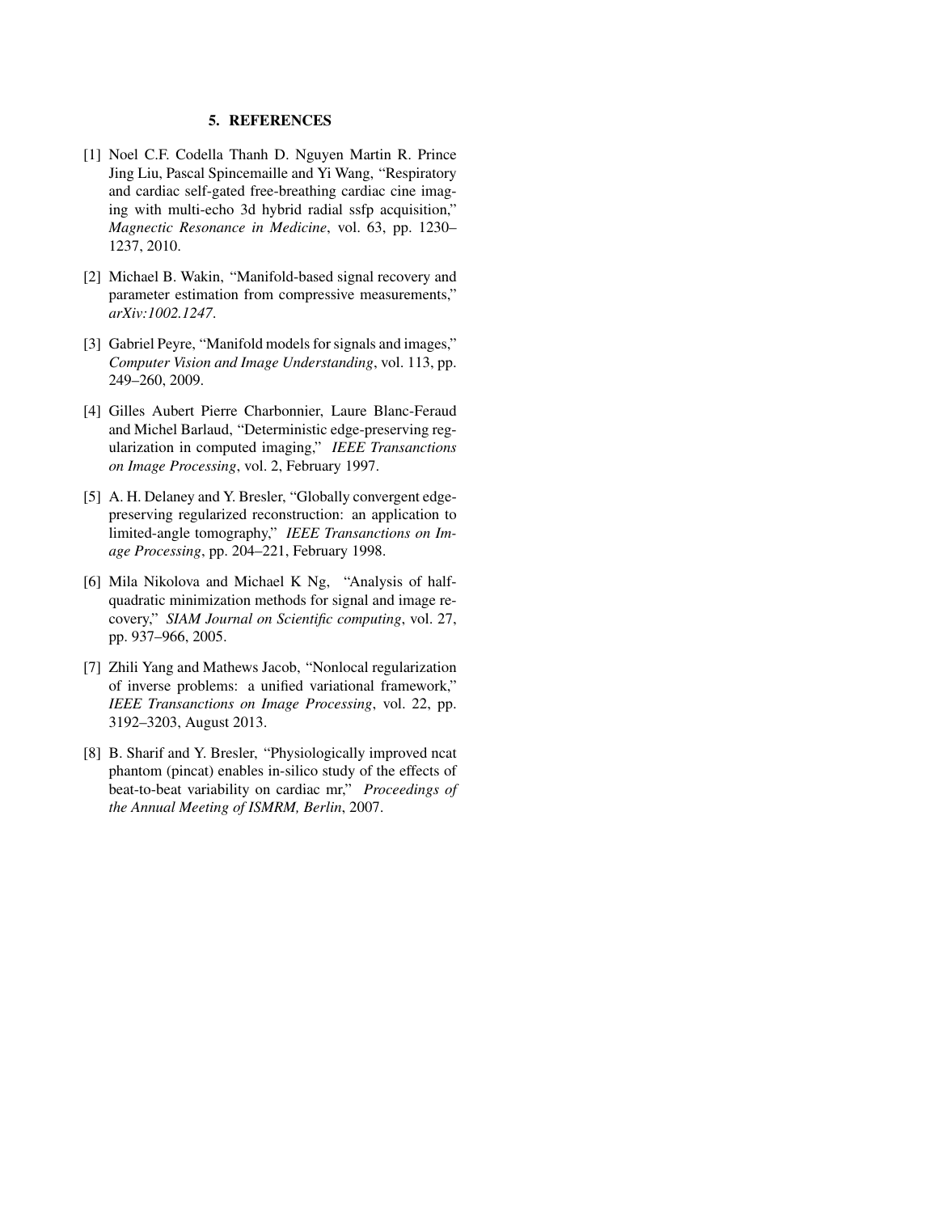## 5. REFERENCES

[1] Noel C.F. Codella Thanh D. Nguyen Martin R. Prince Jing Liu, Pascal Spincemaille and Yi Wang, "Respiratory and cardiac self-gated free-breathing cardiac cine imaging with multi-echo 3d hybrid radial ssfp acquisition," *Magnectic Resonance in Medicine*, vol. 63, pp. 1230–1237, 2010.

[2] Michael B. Wakin, "Manifold-based signal recovery and parameter estimation from compressive measurements," *arXiv:1002.1247*.

[3] Gabriel Peyre, "Manifold models for signals and images," *Computer Vision and Image Understanding*, vol. 113, pp. 249–260, 2009.

[4] Gilles Aubert Pierre Charbonnier, Laure Blanc-Feraud and Michel Barlaud, "Deterministic edge-preserving regularization in computed imaging," *IEEE Transanctions on Image Processing*, vol. 2, February 1997.

[5] A. H. Delaney and Y. Bresler, "Globally convergent edge-preserving regularized reconstruction: an application to limited-angle tomography," *IEEE Transanctions on Image Processing*, pp. 204–221, February 1998.

[6] Mila Nikolova and Michael K Ng, "Analysis of half-quadratic minimization methods for signal and image recovery," *SIAM Journal on Scientific computing*, vol. 27, pp. 937–966, 2005.

[7] Zhili Yang and Mathews Jacob, "Nonlocal regularization of inverse problems: a unified variational framework," *IEEE Transanctions on Image Processing*, vol. 22, pp. 3192–3203, August 2013.

[8] B. Sharif and Y. Bresler, "Physiologically improved ncat phantom (pincat) enables in-silico study of the effects of beat-to-beat variability on cardiac mr," *Proceedings of the Annual Meeting of ISMRM, Berlin*, 2007.